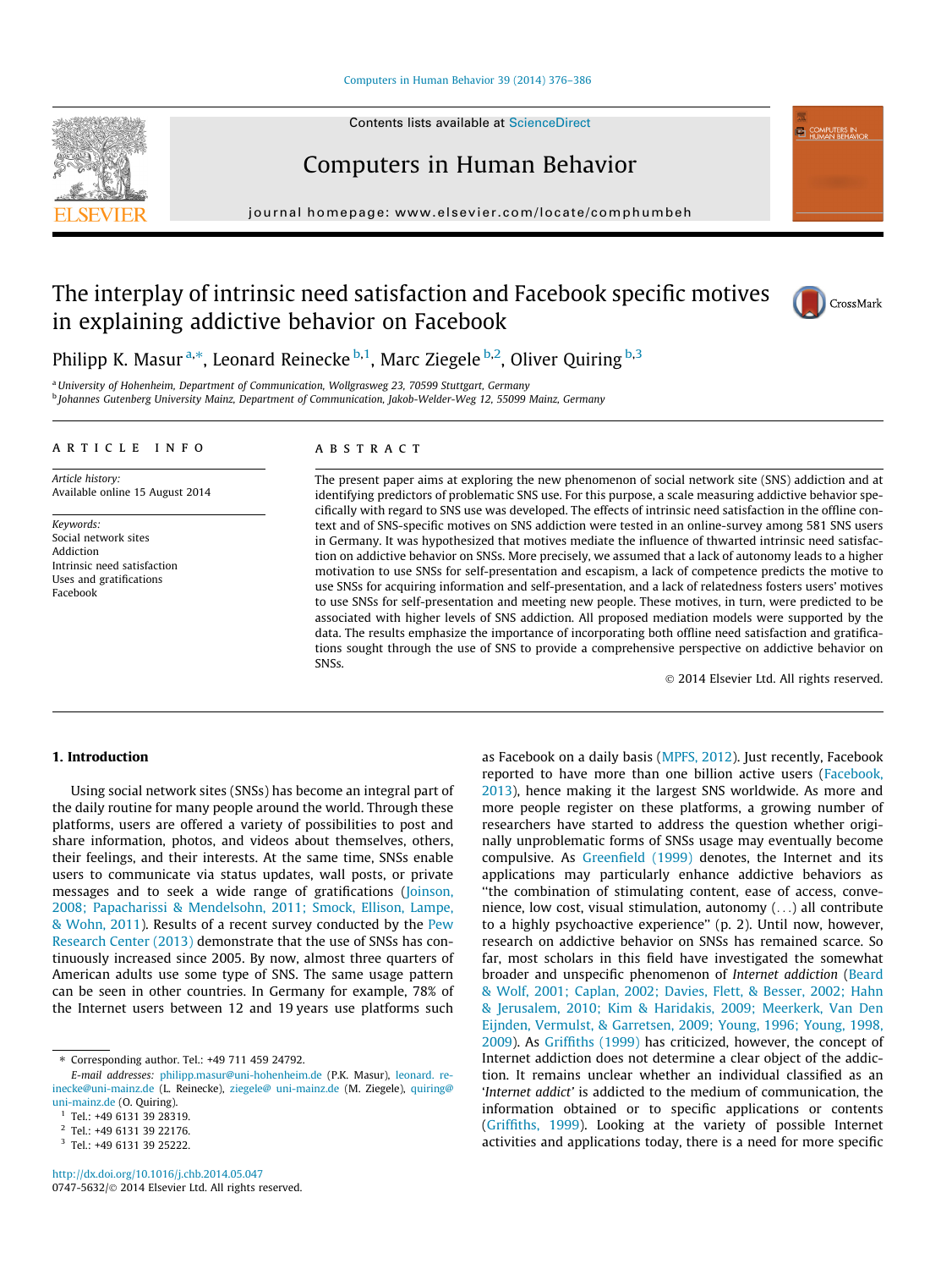# The interplay of intrinsic need satisfaction and Facebook specific motives in explaining addictive behavior on Facebook

Philipp K. Masur [a,*], Leonard Reinecke [b,1], Marc Ziegele [b,2], Oliver Quiring [b,3]

[a] University of Hohenheim, Department of Communication, Wollgrasweg 23, 70599 Stuttgart, Germany
[b] Johannes Gutenberg University Mainz, Department of Communication, Jakob-Welder-Weg 12, 55099 Mainz, Germany

## ARTICLE INFO

*Article history:*
Available online 15 August 2014

*Keywords:*
Social network sites
Addiction
Intrinsic need satisfaction
Uses and gratifications
Facebook

## ABSTRACT

The present paper aims at exploring the new phenomenon of social network site (SNS) addiction and at identifying predictors of problematic SNS use. For this purpose, a scale measuring addictive behavior specifically with regard to SNS use was developed. The effects of intrinsic need satisfaction in the offline context and of SNS-specific motives on SNS addiction were tested in an online-survey among 581 SNS users in Germany. It was hypothesized that motives mediate the influence of thwarted intrinsic need satisfaction on addictive behavior on SNSs. More precisely, we assumed that a lack of autonomy leads to a higher motivation to use SNSs for self-presentation and escapism, a lack of competence predicts the motive to use SNSs for acquiring information and self-presentation, and a lack of relatedness fosters users' motives to use SNSs for self-presentation and meeting new people. These motives, in turn, were predicted to be associated with higher levels of SNS addiction. All proposed mediation models were supported by the data. The results emphasize the importance of incorporating both offline need satisfaction and gratifications sought through the use of SNS to provide a comprehensive perspective on addictive behavior on SNSs.

© 2014 Elsevier Ltd. All rights reserved.

## 1. Introduction

Using social network sites (SNSs) has become an integral part of the daily routine for many people around the world. Through these platforms, users are offered a variety of possibilities to post and share information, photos, and videos about themselves, others, their feelings, and their interests. At the same time, SNSs enable users to communicate via status updates, wall posts, or private messages and to seek a wide range of gratifications (Joinson, 2008; Papacharissi & Mendelsohn, 2011; Smock, Ellison, Lampe, & Wohn, 2011). Results of a recent survey conducted by the Pew Research Center (2013) demonstrate that the use of SNSs has continuously increased since 2005. By now, almost three quarters of American adults use some type of SNS. The same usage pattern can be seen in other countries. In Germany for example, 78% of the Internet users between 12 and 19 years use platforms such as Facebook on a daily basis (MPFS, 2012). Just recently, Facebook reported to have more than one billion active users (Facebook, 2013), hence making it the largest SNS worldwide. As more and more people register on these platforms, a growing number of researchers have started to address the question whether originally unproblematic forms of SNSs usage may eventually become compulsive. As Greenfield (1999) denotes, the Internet and its applications may particularly enhance addictive behaviors as "the combination of stimulating content, ease of access, convenience, low cost, visual stimulation, autonomy (...) all contribute to a highly psychoactive experience" (p. 2). Until now, however, research on addictive behavior on SNSs has remained scarce. So far, most scholars in this field have investigated the somewhat broader and unspecific phenomenon of *Internet addiction* (Beard & Wolf, 2001; Caplan, 2002; Davies, Flett, & Besser, 2002; Hahn & Jerusalem, 2010; Kim & Haridakis, 2009; Meerkerk, Van Den Eijnden, Vermulst, & Garretsen, 2009; Young, 1996; Young, 1998, 2009). As Griffiths (1999) has criticized, however, the concept of Internet addiction does not determine a clear object of the addiction. It remains unclear whether an individual classified as an '*Internet addict*' is addicted to the medium of communication, the information obtained or to specific applications or contents (Griffiths, 1999). Looking at the variety of possible Internet activities and applications today, there is a need for more specific

---

* Corresponding author. Tel.: +49 711 459 24792.
*E-mail addresses:* philipp.masur@uni-hohenheim.de (P.K. Masur), leonard.reinecke@uni-mainz.de (L. Reinecke), ziegele@uni-mainz.de (M. Ziegele), quiring@uni-mainz.de (O. Quiring).
[1] Tel.: +49 6131 39 28319.
[2] Tel.: +49 6131 39 22176.
[3] Tel.: +49 6131 39 25222.

http://dx.doi.org/10.1016/j.chb.2014.05.047
0747-5632/© 2014 Elsevier Ltd. All rights reserved.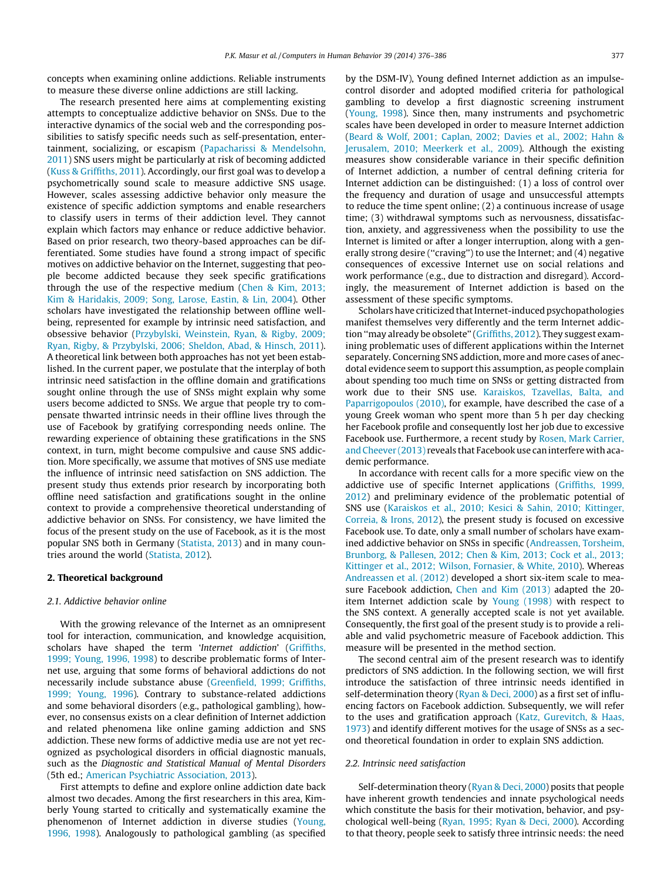concepts when examining online addictions. Reliable instruments to measure these diverse online addictions are still lacking.

The research presented here aims at complementing existing attempts to conceptualize addictive behavior on SNSs. Due to the interactive dynamics of the social web and the corresponding possibilities to satisfy specific needs such as self-presentation, entertainment, socializing, or escapism (Papacharissi & Mendelsohn, 2011) SNS users might be particularly at risk of becoming addicted (Kuss & Griffiths, 2011). Accordingly, our first goal was to develop a psychometrically sound scale to measure addictive SNS usage. However, scales assessing addictive behavior only measure the existence of specific addiction symptoms and enable researchers to classify users in terms of their addiction level. They cannot explain which factors may enhance or reduce addictive behavior. Based on prior research, two theory-based approaches can be differentiated. Some studies have found a strong impact of specific motives on addictive behavior on the Internet, suggesting that people become addicted because they seek specific gratifications through the use of the respective medium (Chen & Kim, 2013; Kim & Haridakis, 2009; Song, Larose, Eastin, & Lin, 2004). Other scholars have investigated the relationship between offline well-being, represented for example by intrinsic need satisfaction, and obsessive behavior (Przybylski, Weinstein, Ryan, & Rigby, 2009; Ryan, Rigby, & Przybylski, 2006; Sheldon, Abad, & Hinsch, 2011). A theoretical link between both approaches has not yet been established. In the current paper, we postulate that the interplay of both intrinsic need satisfaction in the offline domain and gratifications sought online through the use of SNSs might explain why some users become addicted to SNSs. We argue that people try to compensate thwarted intrinsic needs in their offline lives through the use of Facebook by gratifying corresponding needs online. The rewarding experience of obtaining these gratifications in the SNS context, in turn, might become compulsive and cause SNS addiction. More specifically, we assume that motives of SNS use mediate the influence of intrinsic need satisfaction on SNS addiction. The present study thus extends prior research by incorporating both offline need satisfaction and gratifications sought in the online context to provide a comprehensive theoretical understanding of addictive behavior on SNSs. For consistency, we have limited the focus of the present study on the use of Facebook, as it is the most popular SNS both in Germany (Statista, 2013) and in many countries around the world (Statista, 2012).

## 2. Theoretical background

### 2.1. Addictive behavior online

With the growing relevance of the Internet as an omnipresent tool for interaction, communication, and knowledge acquisition, scholars have shaped the term '*Internet addiction*' (Griffiths, 1999; Young, 1996, 1998) to describe problematic forms of Internet use, arguing that some forms of behavioral addictions do not necessarily include substance abuse (Greenfield, 1999; Griffiths, 1999; Young, 1996). Contrary to substance-related addictions and some behavioral disorders (e.g., pathological gambling), however, no consensus exists on a clear definition of Internet addiction and related phenomena like online gaming addiction and SNS addiction. These new forms of addictive media use are not yet recognized as psychological disorders in official diagnostic manuals, such as the *Diagnostic and Statistical Manual of Mental Disorders* (5th ed.; American Psychiatric Association, 2013).

First attempts to define and explore online addiction date back almost two decades. Among the first researchers in this area, Kimberly Young started to critically and systematically examine the phenomenon of Internet addiction in diverse studies (Young, 1996, 1998). Analogously to pathological gambling (as specified by the DSM-IV), Young defined Internet addiction as an impulse-control disorder and adopted modified criteria for pathological gambling to develop a first diagnostic screening instrument (Young, 1998). Since then, many instruments and psychometric scales have been developed in order to measure Internet addiction (Beard & Wolf, 2001; Caplan, 2002; Davies et al., 2002; Hahn & Jerusalem, 2010; Meerkerk et al., 2009). Although the existing measures show considerable variance in their specific definition of Internet addiction, a number of central defining criteria for Internet addiction can be distinguished: (1) a loss of control over the frequency and duration of usage and unsuccessful attempts to reduce the time spent online; (2) a continuous increase of usage time; (3) withdrawal symptoms such as nervousness, dissatisfaction, anxiety, and aggressiveness when the possibility to use the Internet is limited or after a longer interruption, along with a generally strong desire ("craving") to use the Internet; and (4) negative consequences of excessive Internet use on social relations and work performance (e.g., due to distraction and disregard). Accordingly, the measurement of Internet addiction is based on the assessment of these specific symptoms.

Scholars have criticized that Internet-induced psychopathologies manifest themselves very differently and the term Internet addiction "may already be obsolete" (Griffiths, 2012). They suggest examining problematic uses of different applications within the Internet separately. Concerning SNS addiction, more and more cases of anecdotal evidence seem to support this assumption, as people complain about spending too much time on SNSs or getting distracted from work due to their SNS use. Karaiskos, Tzavellas, Balta, and Paparrigopoulos (2010), for example, have described the case of a young Greek woman who spent more than 5 h per day checking her Facebook profile and consequently lost her job due to excessive Facebook use. Furthermore, a recent study by Rosen, Mark Carrier, and Cheever (2013) reveals that Facebook use can interfere with academic performance.

In accordance with recent calls for a more specific view on the addictive use of specific Internet applications (Griffiths, 1999, 2012) and preliminary evidence of the problematic potential of SNS use (Karaiskos et al., 2010; Kesici & Sahin, 2010; Kittinger, Correia, & Irons, 2012), the present study is focused on excessive Facebook use. To date, only a small number of scholars have examined addictive behavior on SNSs in specific (Andreassen, Torsheim, Brunborg, & Pallesen, 2012; Chen & Kim, 2013; Cock et al., 2013; Kittinger et al., 2012; Wilson, Fornasier, & White, 2010). Whereas Andreassen et al. (2012) developed a short six-item scale to measure Facebook addiction, Chen and Kim (2013) adapted the 20-item Internet addiction scale by Young (1998) with respect to the SNS context. A generally accepted scale is not yet available. Consequently, the first goal of the present study is to provide a reliable and valid psychometric measure of Facebook addiction. This measure will be presented in the method section.

The second central aim of the present research was to identify predictors of SNS addiction. In the following section, we will first introduce the satisfaction of three intrinsic needs identified in self-determination theory (Ryan & Deci, 2000) as a first set of influencing factors on Facebook addiction. Subsequently, we will refer to the uses and gratification approach (Katz, Gurevitch, & Haas, 1973) and identify different motives for the usage of SNSs as a second theoretical foundation in order to explain SNS addiction.

### 2.2. Intrinsic need satisfaction

Self-determination theory (Ryan & Deci, 2000) posits that people have inherent growth tendencies and innate psychological needs which constitute the basis for their motivation, behavior, and psychological well-being (Ryan, 1995; Ryan & Deci, 2000). According to that theory, people seek to satisfy three intrinsic needs: the need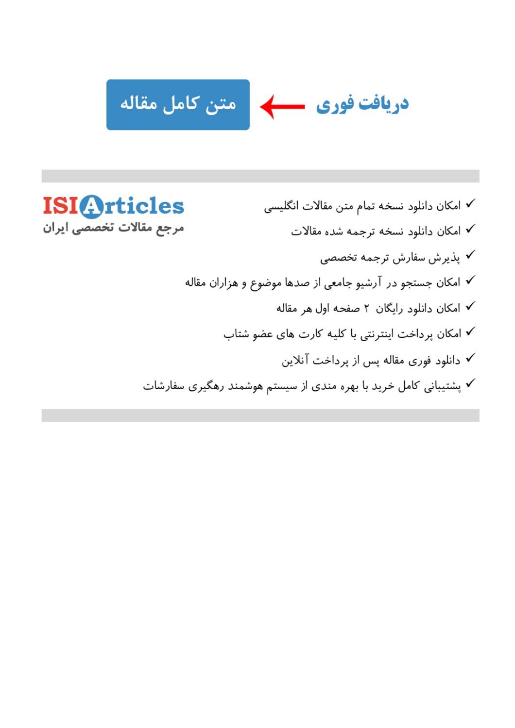دریافت فوری ← **متن کامل مقاله**

---

**ISIArticles**

مرجع مقالات تخصصی ایران

- ✓ امکان دانلود نسخه تمام متن مقالات انگلیسی
- ✓ امکان دانلود نسخه ترجمه شده مقالات
- ✓ پذیرش سفارش ترجمه تخصصی
- ✓ امکان جستجو در آرشیو جامعی از صدها موضوع و هزاران مقاله
- ✓ امکان دانلود رایگان ۲ صفحه اول هر مقاله
- ✓ امکان پرداخت اینترنتی با کلیه کارت های عضو شتاب
- ✓ دانلود فوری مقاله پس از پرداخت آنلاین
- ✓ پشتیبانی کامل خرید با بهره مندی از سیستم هوشمند رهگیری سفارشات

---